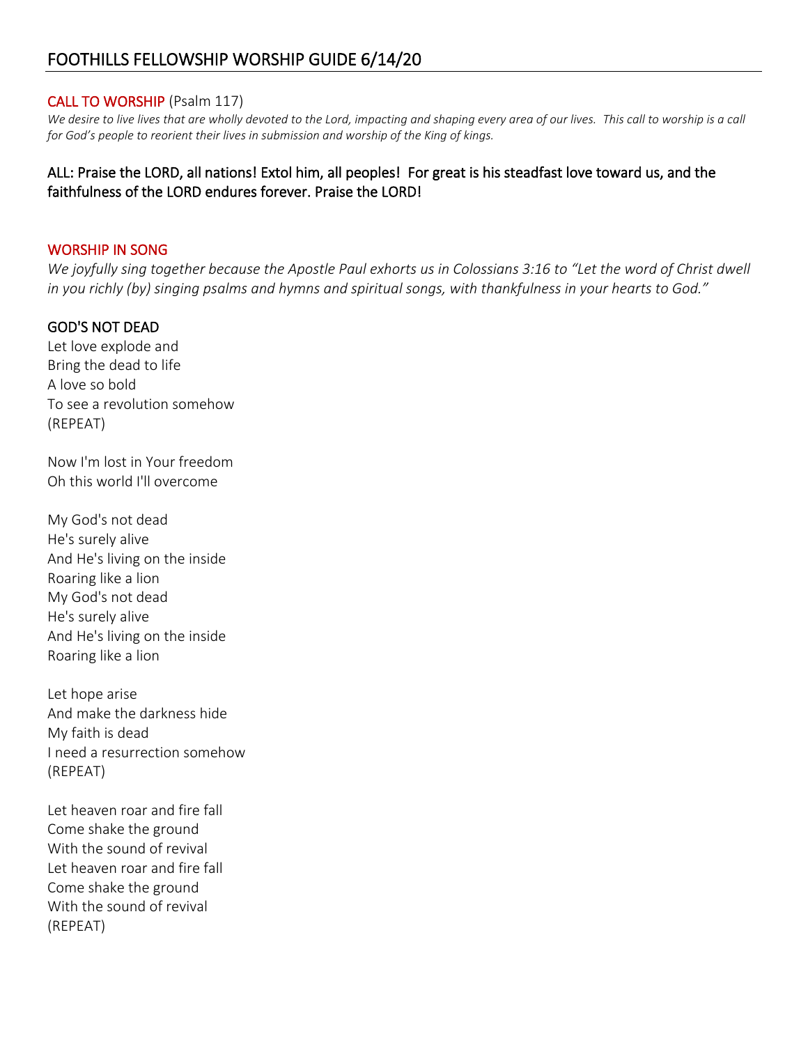# FOOTHILLS FELLOWSHIP WORSHIP GUIDE 6/14/20

## CALL TO WORSHIP (Psalm 117)

*We desire to live lives that are wholly devoted to the Lord, impacting and shaping every area of our lives. This call to worship is a call for God's people to reorient their lives in submission and worship of the King of kings.*

ALL: Praise the LORD, all nations! Extol him, all peoples! For great is his steadfast love toward us, and the faithfulness of the LORD endures forever. Praise the LORD!

## WORSHIP IN SONG

*We joyfully sing together because the Apostle Paul exhorts us in Colossians 3:16 to "Let the word of Christ dwell in you richly (by) singing psalms and hymns and spiritual songs, with thankfulness in your hearts to God."*

### GOD'S NOT DEAD

Let love explode and
Bring the dead to life
A love so bold
To see a revolution somehow
(REPEAT)

Now I'm lost in Your freedom
Oh this world I'll overcome

My God's not dead
He's surely alive
And He's living on the inside
Roaring like a lion
My God's not dead
He's surely alive
And He's living on the inside
Roaring like a lion

Let hope arise
And make the darkness hide
My faith is dead
I need a resurrection somehow
(REPEAT)

Let heaven roar and fire fall
Come shake the ground
With the sound of revival
Let heaven roar and fire fall
Come shake the ground
With the sound of revival
(REPEAT)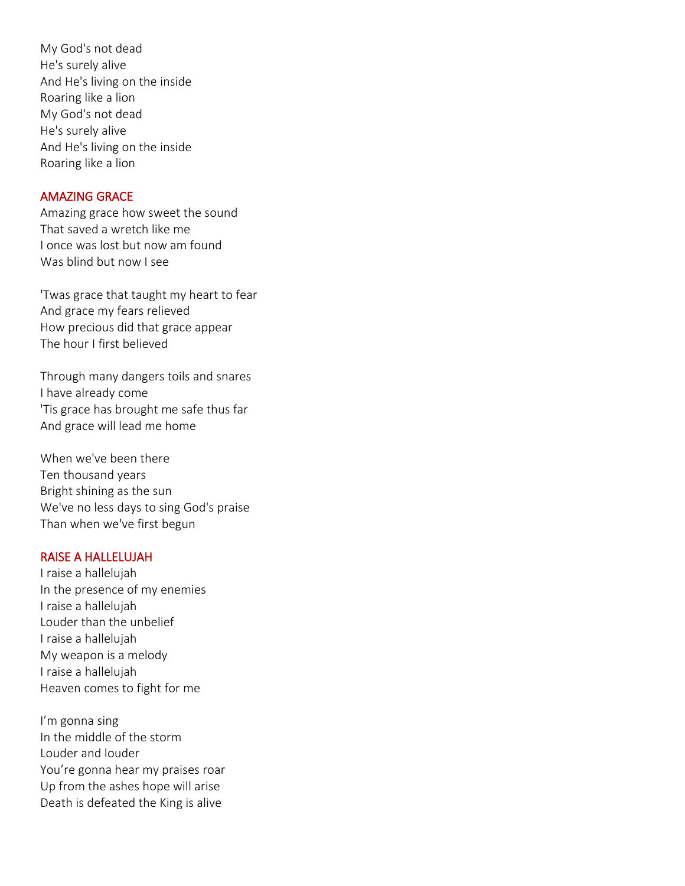My God's not dead
He's surely alive
And He's living on the inside
Roaring like a lion
My God's not dead
He's surely alive
And He's living on the inside
Roaring like a lion

## AMAZING GRACE

Amazing grace how sweet the sound
That saved a wretch like me
I once was lost but now am found
Was blind but now I see

'Twas grace that taught my heart to fear
And grace my fears relieved
How precious did that grace appear
The hour I first believed

Through many dangers toils and snares
I have already come
'Tis grace has brought me safe thus far
And grace will lead me home

When we've been there
Ten thousand years
Bright shining as the sun
We've no less days to sing God's praise
Than when we've first begun

## RAISE A HALLELUJAH

I raise a hallelujah
In the presence of my enemies
I raise a hallelujah
Louder than the unbelief
I raise a hallelujah
My weapon is a melody
I raise a hallelujah
Heaven comes to fight for me

I'm gonna sing
In the middle of the storm
Louder and louder
You're gonna hear my praises roar
Up from the ashes hope will arise
Death is defeated the King is alive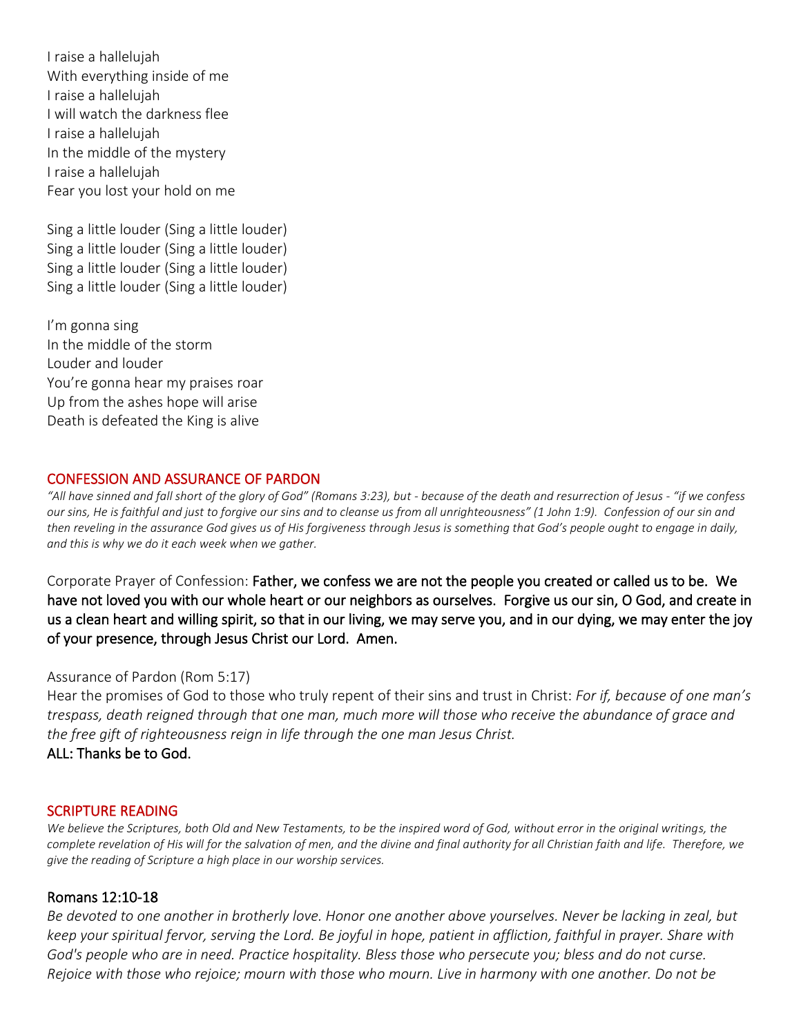I raise a hallelujah
With everything inside of me
I raise a hallelujah
I will watch the darkness flee
I raise a hallelujah
In the middle of the mystery
I raise a hallelujah
Fear you lost your hold on me

Sing a little louder (Sing a little louder)
Sing a little louder (Sing a little louder)
Sing a little louder (Sing a little louder)
Sing a little louder (Sing a little louder)

I'm gonna sing
In the middle of the storm
Louder and louder
You're gonna hear my praises roar
Up from the ashes hope will arise
Death is defeated the King is alive

## CONFESSION AND ASSURANCE OF PARDON

*"All have sinned and fall short of the glory of God" (Romans 3:23), but - because of the death and resurrection of Jesus - "if we confess our sins, He is faithful and just to forgive our sins and to cleanse us from all unrighteousness" (1 John 1:9). Confession of our sin and then reveling in the assurance God gives us of His forgiveness through Jesus is something that God's people ought to engage in daily, and this is why we do it each week when we gather.*

Corporate Prayer of Confession: **Father, we confess we are not the people you created or called us to be. We have not loved you with our whole heart or our neighbors as ourselves. Forgive us our sin, O God, and create in us a clean heart and willing spirit, so that in our living, we may serve you, and in our dying, we may enter the joy of your presence, through Jesus Christ our Lord. Amen.**

Assurance of Pardon (Rom 5:17)
Hear the promises of God to those who truly repent of their sins and trust in Christ: *For if, because of one man's trespass, death reigned through that one man, much more will those who receive the abundance of grace and the free gift of righteousness reign in life through the one man Jesus Christ.*
**ALL: Thanks be to God.**

## SCRIPTURE READING

*We believe the Scriptures, both Old and New Testaments, to be the inspired word of God, without error in the original writings, the complete revelation of His will for the salvation of men, and the divine and final authority for all Christian faith and life. Therefore, we give the reading of Scripture a high place in our worship services.*

### Romans 12:10-18

*Be devoted to one another in brotherly love. Honor one another above yourselves. Never be lacking in zeal, but keep your spiritual fervor, serving the Lord. Be joyful in hope, patient in affliction, faithful in prayer. Share with God's people who are in need. Practice hospitality. Bless those who persecute you; bless and do not curse. Rejoice with those who rejoice; mourn with those who mourn. Live in harmony with one another. Do not be*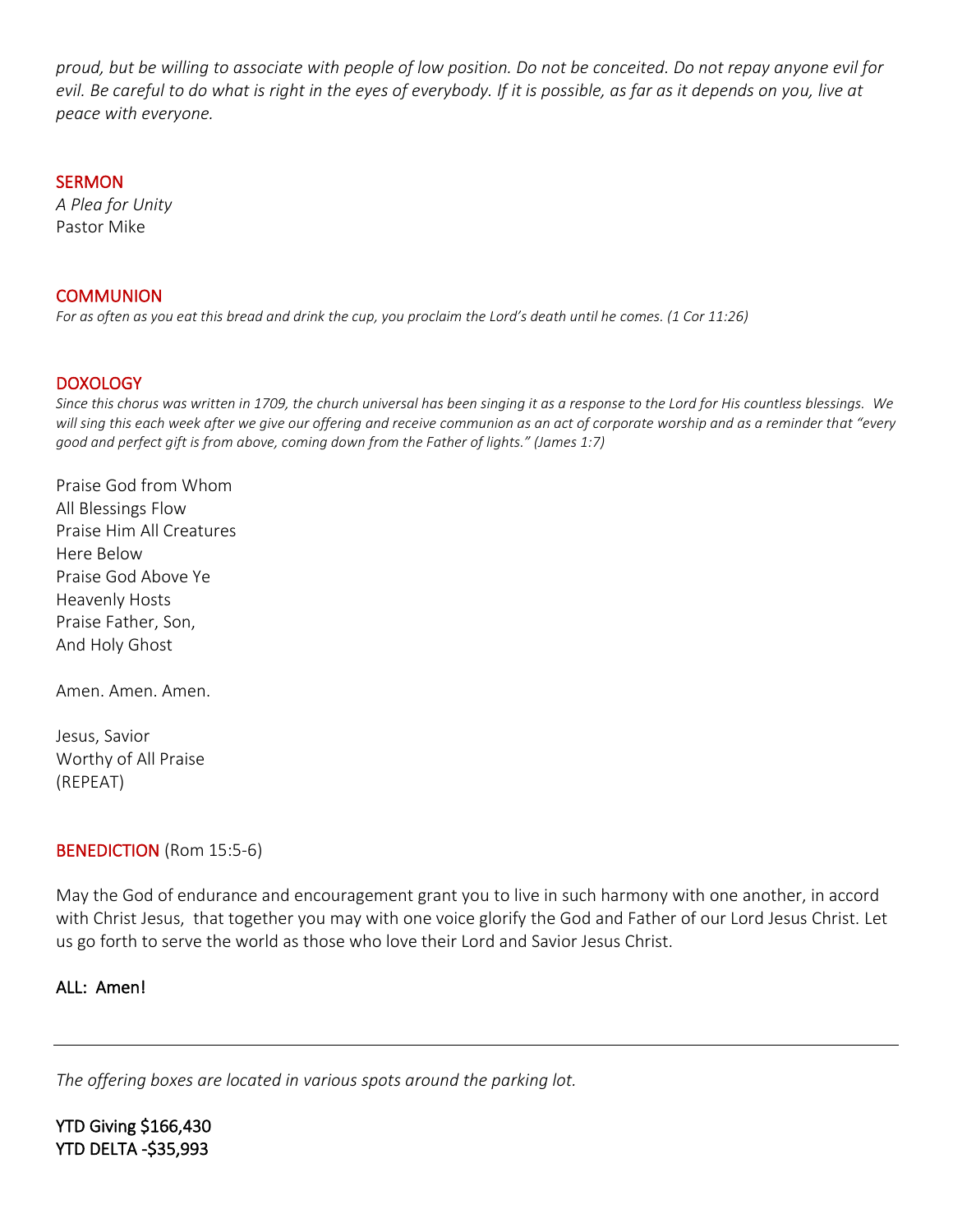*proud, but be willing to associate with people of low position. Do not be conceited. Do not repay anyone evil for evil. Be careful to do what is right in the eyes of everybody. If it is possible, as far as it depends on you, live at peace with everyone.*

## SERMON

*A Plea for Unity*
Pastor Mike

## COMMUNION

*For as often as you eat this bread and drink the cup, you proclaim the Lord's death until he comes. (1 Cor 11:26)*

## DOXOLOGY

*Since this chorus was written in 1709, the church universal has been singing it as a response to the Lord for His countless blessings. We will sing this each week after we give our offering and receive communion as an act of corporate worship and as a reminder that "every good and perfect gift is from above, coming down from the Father of lights." (James 1:7)*

Praise God from Whom
All Blessings Flow
Praise Him All Creatures
Here Below
Praise God Above Ye
Heavenly Hosts
Praise Father, Son,
And Holy Ghost

Amen. Amen. Amen.

Jesus, Savior
Worthy of All Praise
(REPEAT)

## BENEDICTION (Rom 15:5-6)

May the God of endurance and encouragement grant you to live in such harmony with one another, in accord with Christ Jesus, that together you may with one voice glorify the God and Father of our Lord Jesus Christ. Let us go forth to serve the world as those who love their Lord and Savior Jesus Christ.

ALL: Amen!

---

*The offering boxes are located in various spots around the parking lot.*

**YTD Giving $166,430**
**YTD DELTA -$35,993**